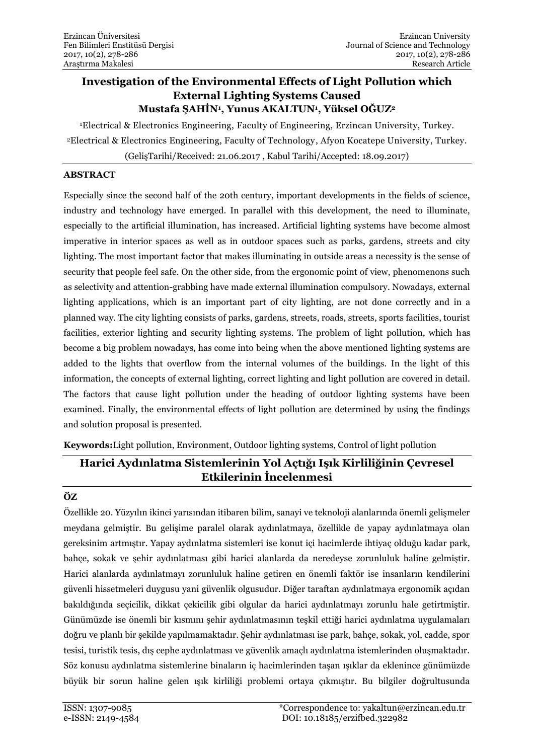# Investigation of the Environmental Effects of Light Pollution which External Lighting Systems Caused

**Mustafa ŞAHİN[1], Yunus AKALTUN[1], Yüksel OĞUZ[2]**

[1]Electrical & Electronics Engineering, Faculty of Engineering, Erzincan University, Turkey.

[2]Electrical & Electronics Engineering, Faculty of Technology, Afyon Kocatepe University, Turkey.

(GelişTarihi/Received: 21.06.2017 , Kabul Tarihi/Accepted: 18.09.2017)

## ABSTRACT

Especially since the second half of the 20th century, important developments in the fields of science, industry and technology have emerged. In parallel with this development, the need to illuminate, especially to the artificial illumination, has increased. Artificial lighting systems have become almost imperative in interior spaces as well as in outdoor spaces such as parks, gardens, streets and city lighting. The most important factor that makes illuminating in outside areas a necessity is the sense of security that people feel safe. On the other side, from the ergonomic point of view, phenomenons such as selectivity and attention-grabbing have made external illumination compulsory. Nowadays, external lighting applications, which is an important part of city lighting, are not done correctly and in a planned way. The city lighting consists of parks, gardens, streets, roads, streets, sports facilities, tourist facilities, exterior lighting and security lighting systems. The problem of light pollution, which has become a big problem nowadays, has come into being when the above mentioned lighting systems are added to the lights that overflow from the internal volumes of the buildings. In the light of this information, the concepts of external lighting, correct lighting and light pollution are covered in detail. The factors that cause light pollution under the heading of outdoor lighting systems have been examined. Finally, the environmental effects of light pollution are determined by using the findings and solution proposal is presented.

**Keywords:** Light pollution, Environment, Outdoor lighting systems, Control of light pollution

# Harici Aydınlatma Sistemlerinin Yol Açtığı Işık Kirliliğinin Çevresel Etkilerinin İncelenmesi

## ÖZ

Özellikle 20. Yüzyılın ikinci yarısından itibaren bilim, sanayi ve teknoloji alanlarında önemli gelişmeler meydana gelmiştir. Bu gelişime paralel olarak aydınlatmaya, özellikle de yapay aydınlatmaya olan gereksinim artmıştır. Yapay aydınlatma sistemleri ise konut içi hacimlerde ihtiyaç olduğu kadar park, bahçe, sokak ve şehir aydınlatması gibi harici alanlarda da neredeyse zorunluluk haline gelmiştir. Harici alanlarda aydınlatmayı zorunluluk haline getiren en önemli faktör ise insanların kendilerini güvenli hissetmeleri duygusu yani güvenlik olgusudur. Diğer taraftan aydınlatmaya ergonomik açıdan bakıldığında seçicilik, dikkat çekicilik gibi olgular da harici aydınlatmayı zorunlu hale getirtmiştir. Günümüzde ise önemli bir kısmını şehir aydınlatmasının teşkil ettiği harici aydınlatma uygulamaları doğru ve planlı bir şekilde yapılmamaktadır. Şehir aydınlatması ise park, bahçe, sokak, yol, cadde, spor tesisi, turistik tesis, dış cephe aydınlatması ve güvenlik amaçlı aydınlatma istemlerinden oluşmaktadır. Söz konusu aydınlatma sistemlerine binaların iç hacimlerinden taşan ışıklar da eklenince günümüzde büyük bir sorun haline gelen ışık kirliliği problemi ortaya çıkmıştır. Bu bilgiler doğrultusunda

ISSN: 1307-9085
e-ISSN: 2149-4584

*Correspondence to: yakaltun@erzincan.edu.tr
DOI: 10.18185/erzifbed.322982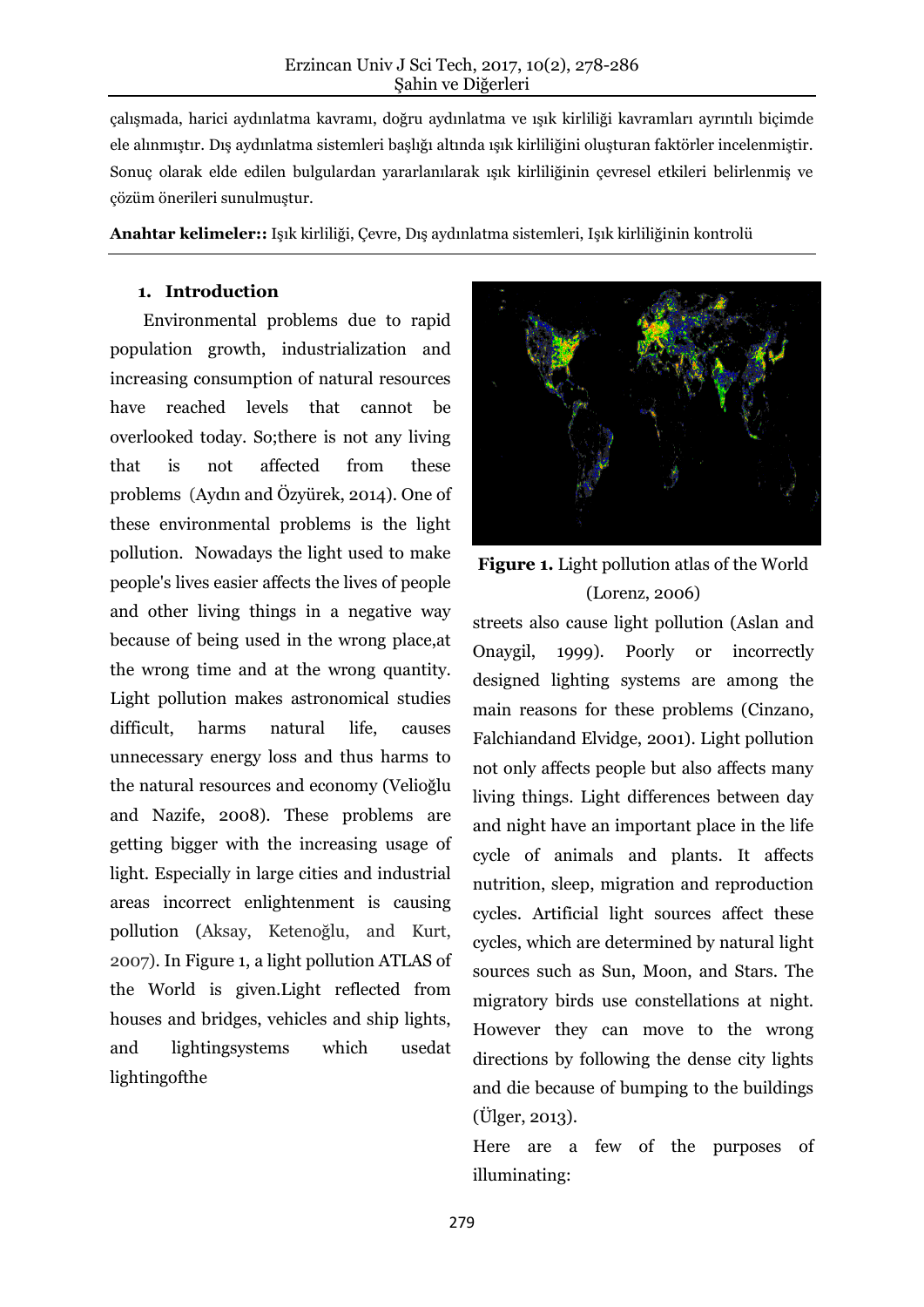çalışmada, harici aydınlatma kavramı, doğru aydınlatma ve ışık kirliliği kavramları ayrıntılı biçimde ele alınmıştır. Dış aydınlatma sistemleri başlığı altında ışık kirliliğini oluşturan faktörler incelenmiştir. Sonuç olarak elde edilen bulgulardan yararlanılarak ışık kirliliğinin çevresel etkileri belirlenmiş ve çözüm önerileri sunulmuştur.

**Anahtar kelimeler::** Işık kirliliği, Çevre, Dış aydınlatma sistemleri, Işık kirliliğinin kontrolü

## 1. Introduction

Environmental problems due to rapid population growth, industrialization and increasing consumption of natural resources have reached levels that cannot be overlooked today. So;there is not any living that is not affected from these problems (Aydın and Özyürek, 2014). One of these environmental problems is the light pollution. Nowadays the light used to make people's lives easier affects the lives of people and other living things in a negative way because of being used in the wrong place,at the wrong time and at the wrong quantity. Light pollution makes astronomical studies difficult, harms natural life, causes unnecessary energy loss and thus harms to the natural resources and economy (Velioğlu and Nazife, 2008). These problems are getting bigger with the increasing usage of light. Especially in large cities and industrial areas incorrect enlightenment is causing pollution (Aksay, Ketenoğlu, and Kurt, 2007). In Figure 1, a light pollution ATLAS of the World is given.Light reflected from houses and bridges, vehicles and ship lights, and lightingsystems which usedat lightingofthe streets also cause light pollution (Aslan and Onaygil, 1999). Poorly or incorrectly designed lighting systems are among the main reasons for these problems (Cinzano, Falchiandand Elvidge, 2001). Light pollution not only affects people but also affects many living things. Light differences between day and night have an important place in the life cycle of animals and plants. It affects nutrition, sleep, migration and reproduction cycles. Artificial light sources affect these cycles, which are determined by natural light sources such as Sun, Moon, and Stars. The migratory birds use constellations at night. However they can move to the wrong directions by following the dense city lights and die because of bumping to the buildings (Ülger, 2013).

**Figure 1.** Light pollution atlas of the World (Lorenz, 2006)

Here are a few of the purposes of illuminating: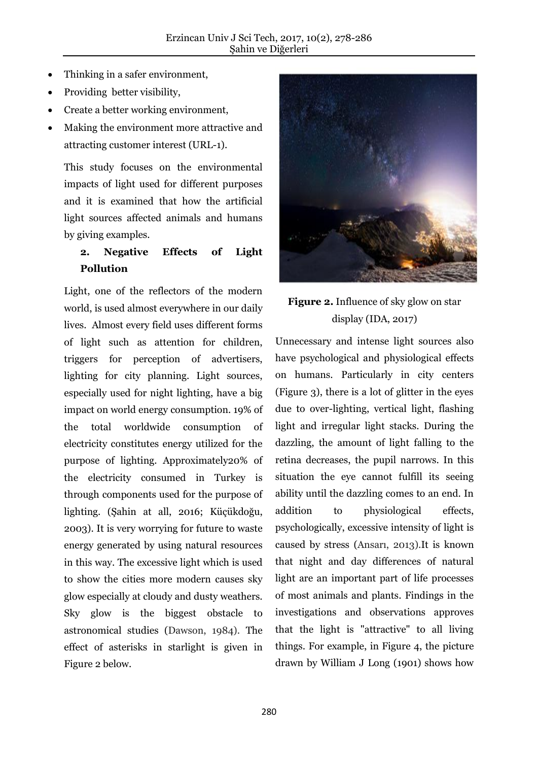- Thinking in a safer environment,
- Providing better visibility,
- Create a better working environment,
- Making the environment more attractive and attracting customer interest (URL-1).

This study focuses on the environmental impacts of light used for different purposes and it is examined that how the artificial light sources affected animals and humans by giving examples.

## 2. Negative Effects of Light Pollution

Light, one of the reflectors of the modern world, is used almost everywhere in our daily lives. Almost every field uses different forms of light such as attention for children, triggers for perception of advertisers, lighting for city planning. Light sources, especially used for night lighting, have a big impact on world energy consumption. 19% of the total worldwide consumption of electricity constitutes energy utilized for the purpose of lighting. Approximately20% of the electricity consumed in Turkey is through components used for the purpose of lighting. (Şahin at all, 2016; Küçükdoğu, 2003). It is very worrying for future to waste energy generated by using natural resources in this way. The excessive light which is used to show the cities more modern causes sky glow especially at cloudy and dusty weathers. Sky glow is the biggest obstacle to astronomical studies (Dawson, 1984). The effect of asterisks in starlight is given in Figure 2 below.

**Figure 2.** Influence of sky glow on star display (IDA, 2017)

Unnecessary and intense light sources also have psychological and physiological effects on humans. Particularly in city centers (Figure 3), there is a lot of glitter in the eyes due to over-lighting, vertical light, flashing light and irregular light stacks. During the dazzling, the amount of light falling to the retina decreases, the pupil narrows. In this situation the eye cannot fulfill its seeing ability until the dazzling comes to an end. In addition to physiological effects, psychologically, excessive intensity of light is caused by stress (Ansarı, 2013).It is known that night and day differences of natural light are an important part of life processes of most animals and plants. Findings in the investigations and observations approves that the light is "attractive" to all living things. For example, in Figure 4, the picture drawn by William J Long (1901) shows how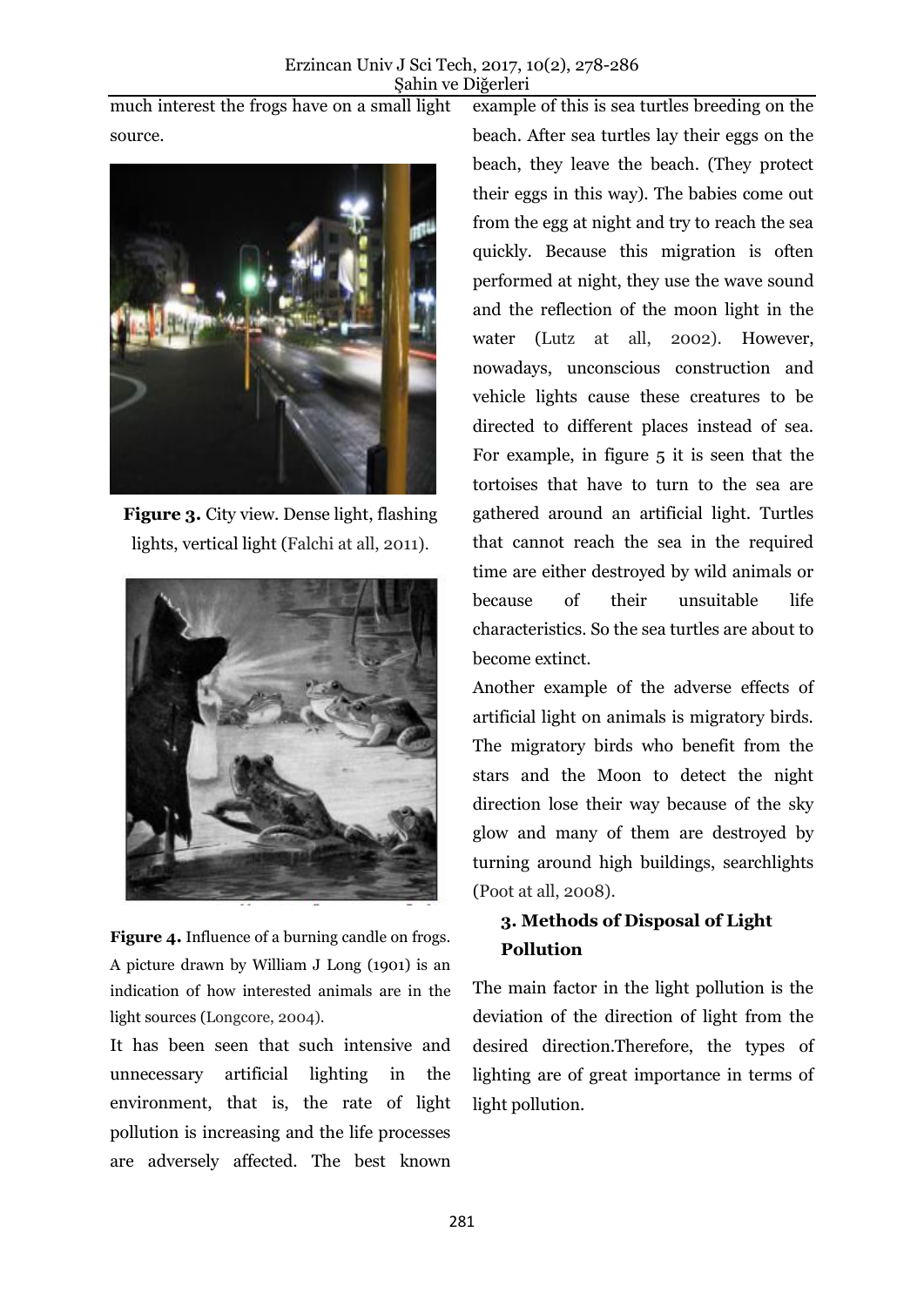much interest the frogs have on a small light source.

**Figure 3.** City view. Dense light, flashing lights, vertical light (Falchi at all, 2011).

**Figure 4.** Influence of a burning candle on frogs. A picture drawn by William J Long (1901) is an indication of how interested animals are in the light sources (Longcore, 2004).

It has been seen that such intensive and unnecessary artificial lighting in the environment, that is, the rate of light pollution is increasing and the life processes are adversely affected. The best known example of this is sea turtles breeding on the beach. After sea turtles lay their eggs on the beach, they leave the beach. (They protect their eggs in this way). The babies come out from the egg at night and try to reach the sea quickly. Because this migration is often performed at night, they use the wave sound and the reflection of the moon light in the water (Lutz at all, 2002). However, nowadays, unconscious construction and vehicle lights cause these creatures to be directed to different places instead of sea. For example, in figure 5 it is seen that the tortoises that have to turn to the sea are gathered around an artificial light. Turtles that cannot reach the sea in the required time are either destroyed by wild animals or because of their unsuitable life characteristics. So the sea turtles are about to become extinct.

Another example of the adverse effects of artificial light on animals is migratory birds. The migratory birds who benefit from the stars and the Moon to detect the night direction lose their way because of the sky glow and many of them are destroyed by turning around high buildings, searchlights (Poot at all, 2008).

### 3. Methods of Disposal of Light Pollution

The main factor in the light pollution is the deviation of the direction of light from the desired direction.Therefore, the types of lighting are of great importance in terms of light pollution.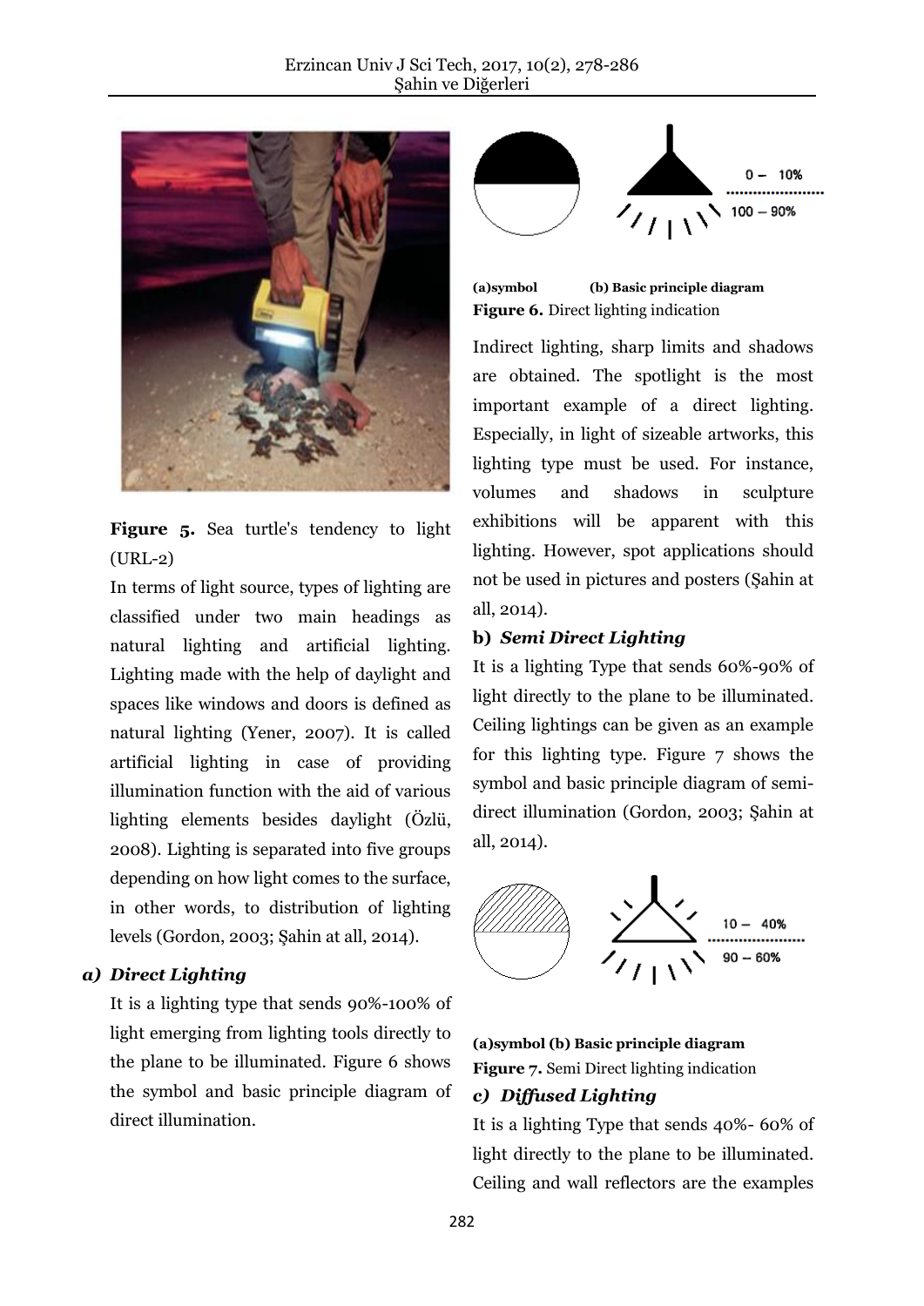Figure 5. Sea turtle's tendency to light (URL-2)

In terms of light source, types of lighting are classified under two main headings as natural lighting and artificial lighting. Lighting made with the help of daylight and spaces like windows and doors is defined as natural lighting (Yener, 2007). It is called artificial lighting in case of providing illumination function with the aid of various lighting elements besides daylight (Özlü, 2008). Lighting is separated into five groups depending on how light comes to the surface, in other words, to distribution of lighting levels (Gordon, 2003; Şahin at all, 2014).

### *a) Direct Lighting*

It is a lighting type that sends 90%-100% of light emerging from lighting tools directly to the plane to be illuminated. Figure 6 shows the symbol and basic principle diagram of direct illumination.

**(a)symbol (b) Basic principle diagram**

**Figure 6.** Direct lighting indication

Indirect lighting, sharp limits and shadows are obtained. The spotlight is the most important example of a direct lighting. Especially, in light of sizeable artworks, this lighting type must be used. For instance, volumes and shadows in sculpture exhibitions will be apparent with this lighting. However, spot applications should not be used in pictures and posters (Şahin at all, 2014).

### *b) Semi Direct Lighting*

It is a lighting Type that sends 60%-90% of light directly to the plane to be illuminated. Ceiling lightings can be given as an example for this lighting type. Figure 7 shows the symbol and basic principle diagram of semi-direct illumination (Gordon, 2003; Şahin at all, 2014).

**(a)symbol (b) Basic principle diagram**

**Figure 7.** Semi Direct lighting indication

### *c) Diffused Lighting*

It is a lighting Type that sends 40%- 60% of light directly to the plane to be illuminated. Ceiling and wall reflectors are the examples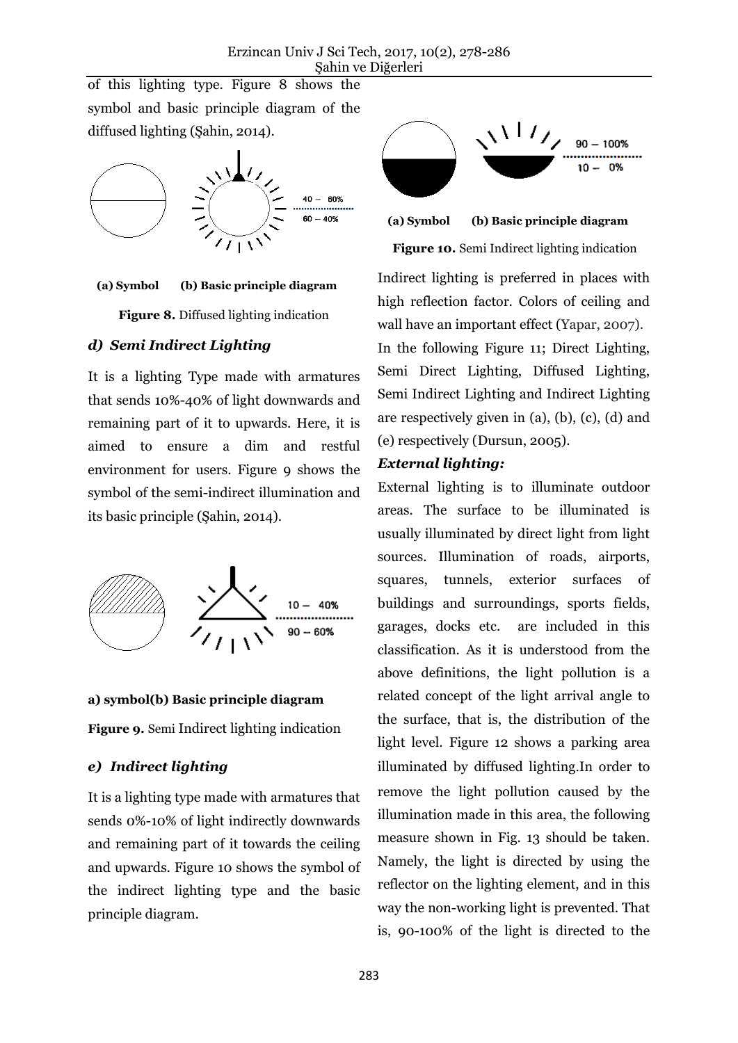of this lighting type. Figure 8 shows the symbol and basic principle diagram of the diffused lighting (Şahin, 2014).

**(a) Symbol** **(b) Basic principle diagram**

**Figure 8.** Diffused lighting indication

### *d) Semi Indirect Lighting*

It is a lighting Type made with armatures that sends 10%-40% of light downwards and remaining part of it to upwards. Here, it is aimed to ensure a dim and restful environment for users. Figure 9 shows the symbol of the semi-indirect illumination and its basic principle (Şahin, 2014).

**a) symbol(b) Basic principle diagram**

**Figure 9.** Semi Indirect lighting indication

### *e) Indirect lighting*

It is a lighting type made with armatures that sends 0%-10% of light indirectly downwards and remaining part of it towards the ceiling and upwards. Figure 10 shows the symbol of the indirect lighting type and the basic principle diagram.

**(a) Symbol** **(b) Basic principle diagram**

**Figure 10.** Semi Indirect lighting indication

Indirect lighting is preferred in places with high reflection factor. Colors of ceiling and wall have an important effect (Yapar, 2007).

In the following Figure 11; Direct Lighting, Semi Direct Lighting, Diffused Lighting, Semi Indirect Lighting and Indirect Lighting are respectively given in (a), (b), (c), (d) and (e) respectively (Dursun, 2005).

### *External lighting:*

External lighting is to illuminate outdoor areas. The surface to be illuminated is usually illuminated by direct light from light sources. Illumination of roads, airports, squares, tunnels, exterior surfaces of buildings and surroundings, sports fields, garages, docks etc. are included in this classification. As it is understood from the above definitions, the light pollution is a related concept of the light arrival angle to the surface, that is, the distribution of the light level. Figure 12 shows a parking area illuminated by diffused lighting.In order to remove the light pollution caused by the illumination made in this area, the following measure shown in Fig. 13 should be taken. Namely, the light is directed by using the reflector on the lighting element, and in this way the non-working light is prevented. That is, 90-100% of the light is directed to the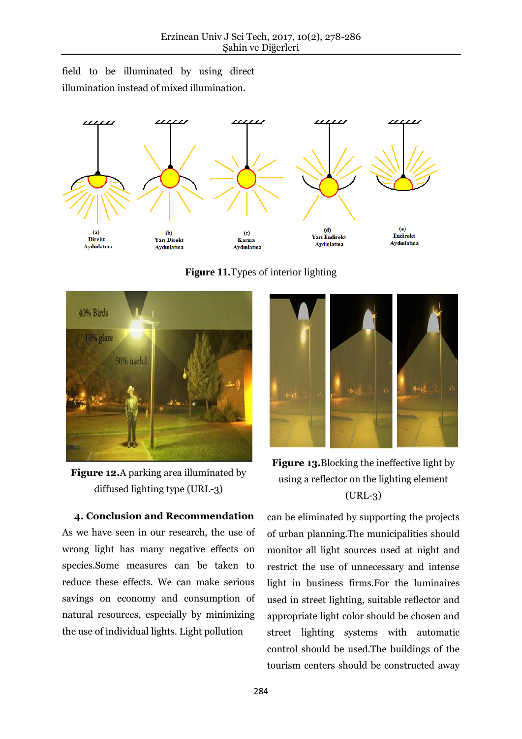field to be illuminated by using direct illumination instead of mixed illumination.

**Figure 11.**Types of interior lighting

**Figure 12.**A parking area illuminated by diffused lighting type (URL-3)

**Figure 13.**Blocking the ineffective light by using a reflector on the lighting element (URL-3)

## 4. Conclusion and Recommendation

As we have seen in our research, the use of wrong light has many negative effects on species.Some measures can be taken to reduce these effects. We can make serious savings on economy and consumption of natural resources, especially by minimizing the use of individual lights. Light pollution can be eliminated by supporting the projects of urban planning.The municipalities should monitor all light sources used at night and restrict the use of unnecessary and intense light in business firms.For the luminaires used in street lighting, suitable reflector and appropriate light color should be chosen and street lighting systems with automatic control should be used.The buildings of the tourism centers should be constructed away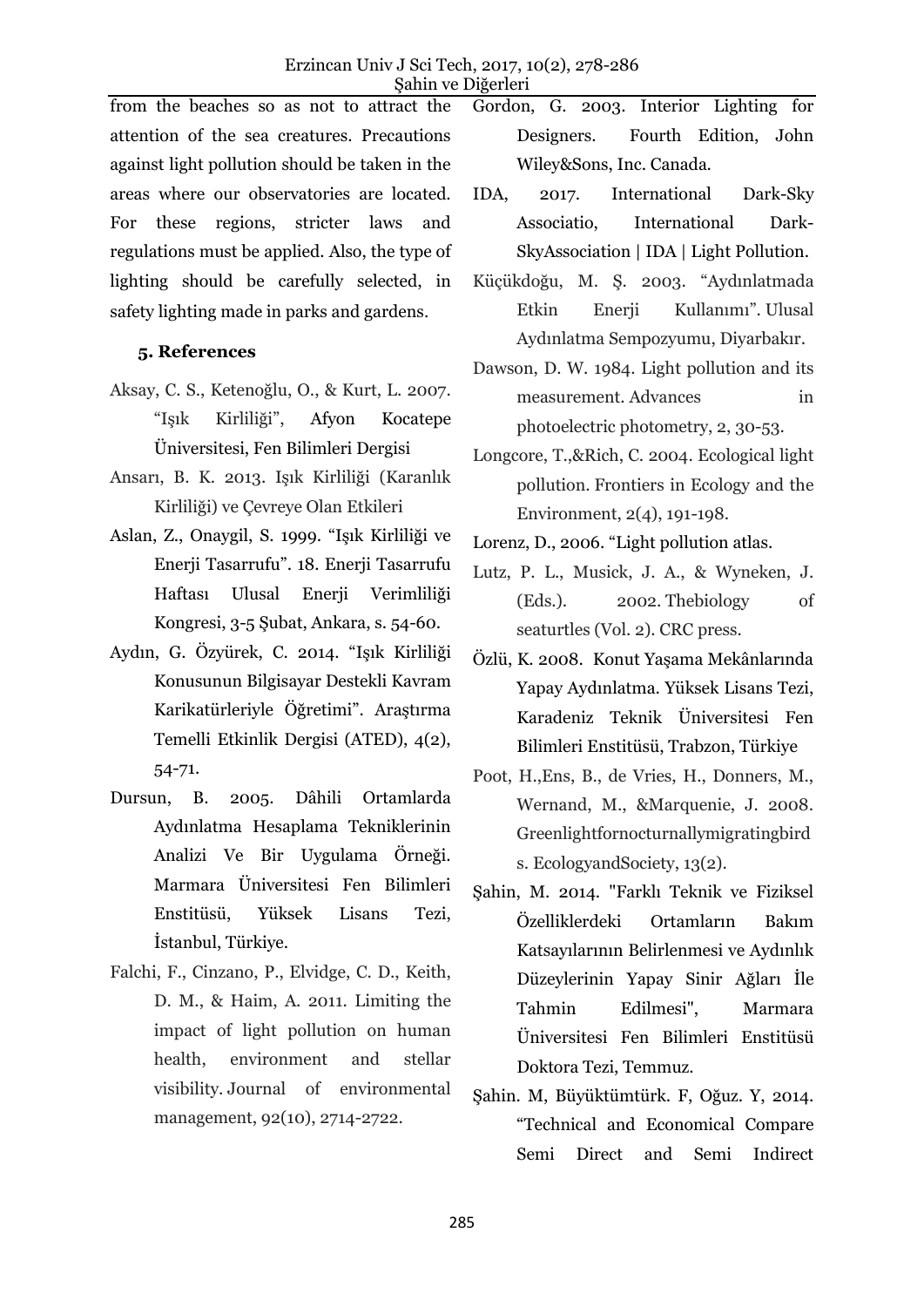from the beaches so as not to attract the attention of the sea creatures. Precautions against light pollution should be taken in the areas where our observatories are located. For these regions, stricter laws and regulations must be applied. Also, the type of lighting should be carefully selected, in safety lighting made in parks and gardens.

### 5. References

Aksay, C. S., Ketenoğlu, O., & Kurt, L. 2007. "Işık Kirliliği", Afyon Kocatepe Üniversitesi, Fen Bilimleri Dergisi

Ansarı, B. K. 2013. Işık Kirliliği (Karanlık Kirliliği) ve Çevreye Olan Etkileri

Aslan, Z., Onaygil, S. 1999. "Işık Kirliliği ve Enerji Tasarrufu". 18. Enerji Tasarrufu Haftası Ulusal Enerji Verimliliği Kongresi, 3-5 Şubat, Ankara, s. 54-60.

Aydın, G. Özyürek, C. 2014. "Işık Kirliliği Konusunun Bilgisayar Destekli Kavram Karikatürleriyle Öğretimi". Araştırma Temelli Etkinlik Dergisi (ATED), 4(2), 54-71.

Dursun, B. 2005. Dâhili Ortamlarda Aydınlatma Hesaplama Tekniklerinin Analizi Ve Bir Uygulama Örneği. Marmara Üniversitesi Fen Bilimleri Enstitüsü, Yüksek Lisans Tezi, İstanbul, Türkiye.

Falchi, F., Cinzano, P., Elvidge, C. D., Keith, D. M., & Haim, A. 2011. Limiting the impact of light pollution on human health, environment and stellar visibility. Journal of environmental management, 92(10), 2714-2722.

Gordon, G. 2003. Interior Lighting for Designers. Fourth Edition, John Wiley&Sons, Inc. Canada.

IDA, 2017. International Dark-Sky Associatio, International Dark-SkyAssociation | IDA | Light Pollution.

Küçükdoğu, M. Ş. 2003. "Aydınlatmada Etkin Enerji Kullanımı". Ulusal Aydınlatma Sempozyumu, Diyarbakır.

Dawson, D. W. 1984. Light pollution and its measurement. Advances in photoelectric photometry, 2, 30-53.

Longcore, T.,&Rich, C. 2004. Ecological light pollution. Frontiers in Ecology and the Environment, 2(4), 191-198.

Lorenz, D., 2006. "Light pollution atlas.

Lutz, P. L., Musick, J. A., & Wyneken, J. (Eds.). 2002. Thebiology of seaturtles (Vol. 2). CRC press.

Özlü, K. 2008. Konut Yaşama Mekânlarında Yapay Aydınlatma. Yüksek Lisans Tezi, Karadeniz Teknik Üniversitesi Fen Bilimleri Enstitüsü, Trabzon, Türkiye

Poot, H.,Ens, B., de Vries, H., Donners, M., Wernand, M., &Marquenie, J. 2008. Greenlightfornocturnallymigratingbirds. EcologyandSociety, 13(2).

Şahin, M. 2014. "Farklı Teknik ve Fiziksel Özelliklerdeki Ortamların Bakım Katsayılarının Belirlenmesi ve Aydınlık Düzeylerinin Yapay Sinir Ağları İle Tahmin Edilmesi", Marmara Üniversitesi Fen Bilimleri Enstitüsü Doktora Tezi, Temmuz.

Şahin. M, Büyüktümtürk. F, Oğuz. Y, 2014. "Technical and Economical Compare Semi Direct and Semi Indirect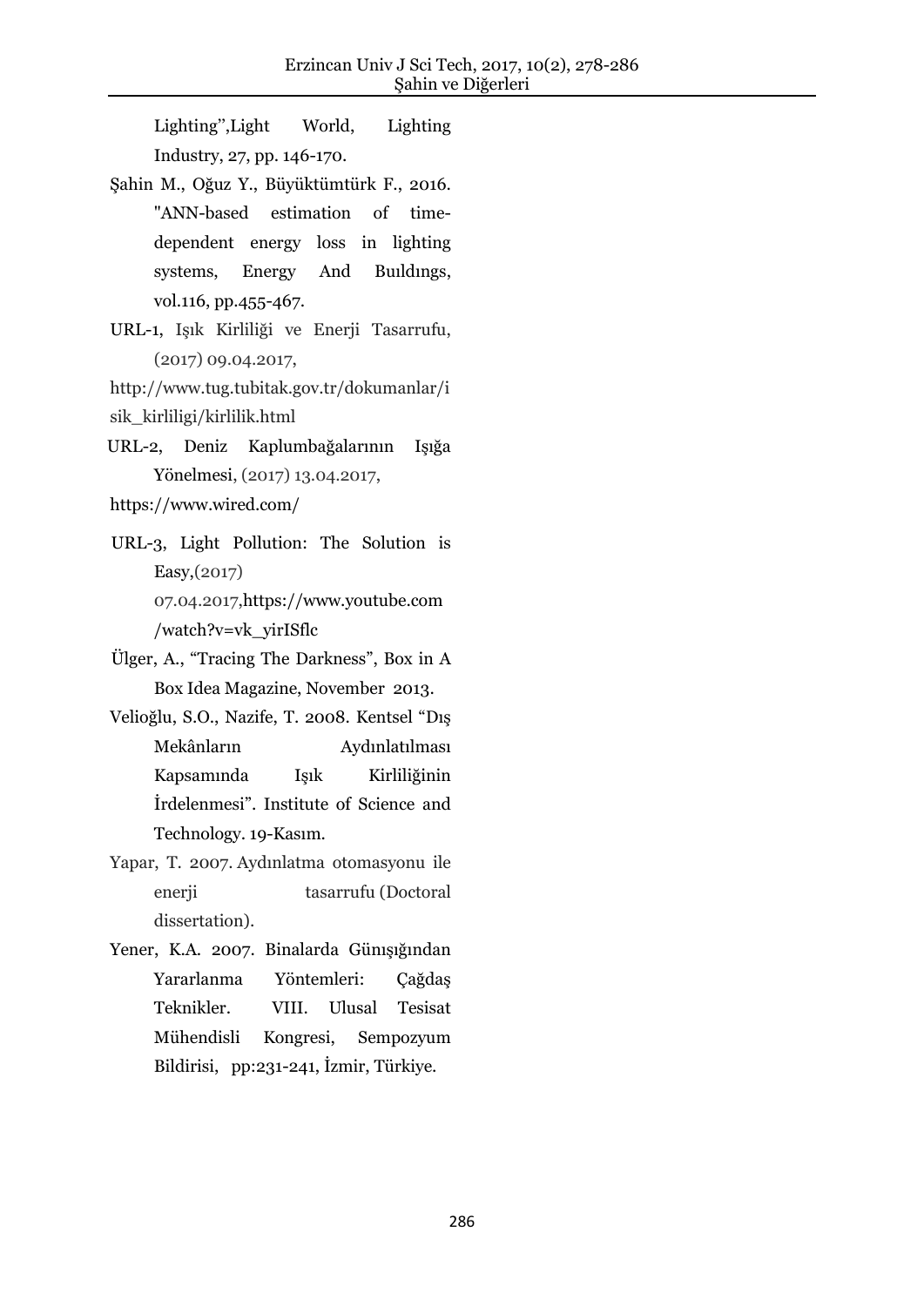Lighting",Light World, Lighting Industry, 27, pp. 146-170.

Şahin M., Oğuz Y., Büyüktümtürk F., 2016. "ANN-based estimation of time-dependent energy loss in lighting systems, Energy And Buıldıngs, vol.116, pp.455-467.

URL-1, Işık Kirliliği ve Enerji Tasarrufu, (2017) 09.04.2017, http://www.tug.tubitak.gov.tr/dokumanlar/isik_kirliligi/kirlilik.html

URL-2, Deniz Kaplumbağalarının Işığa Yönelmesi, (2017) 13.04.2017, https://www.wired.com/

URL-3, Light Pollution: The Solution is Easy,(2017) 07.04.2017,https://www.youtube.com/watch?v=vk_yirISflc

Ülger, A., "Tracing The Darkness", Box in A Box Idea Magazine, November 2013.

Velioğlu, S.O., Nazife, T. 2008. Kentsel "Dış Mekânların Aydınlatılması Kapsamında Işık Kirliliğinin İrdelenmesi". Institute of Science and Technology. 19-Kasım.

Yapar, T. 2007. Aydınlatma otomasyonu ile enerji tasarrufu (Doctoral dissertation).

Yener, K.A. 2007. Binalarda Günışığından Yararlanma Yöntemleri: Çağdaş Teknikler. VIII. Ulusal Tesisat Mühendisli Kongresi, Sempozyum Bildirisi, pp:231-241, İzmir, Türkiye.